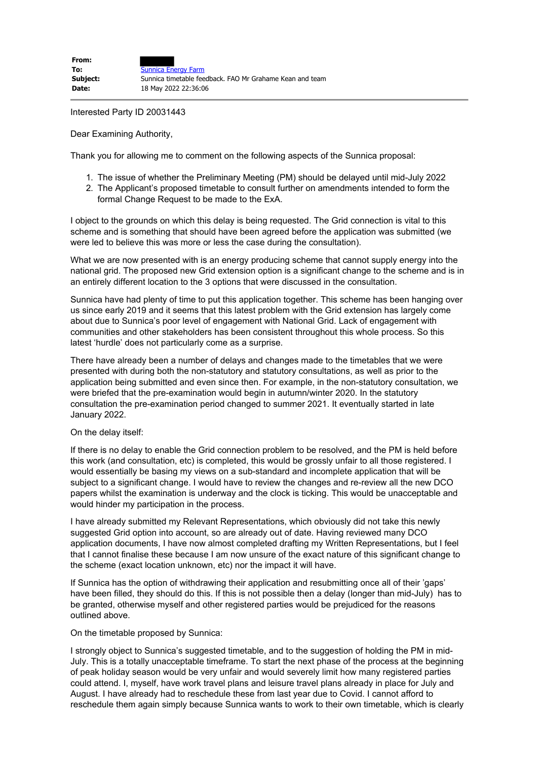| | |
|---|---|
| **From:** | |
| **To:** | Sunnica Energy Farm |
| **Subject:** | Sunnica timetable feedback. FAO Mr Grahame Kean and team |
| **Date:** | 18 May 2022 22:36:06 |

Interested Party ID 20031443

Dear Examining Authority,

Thank you for allowing me to comment on the following aspects of the Sunnica proposal:

1. The issue of whether the Preliminary Meeting (PM) should be delayed until mid-July 2022
2. The Applicant's proposed timetable to consult further on amendments intended to form the formal Change Request to be made to the ExA.

I object to the grounds on which this delay is being requested. The Grid connection is vital to this scheme and is something that should have been agreed before the application was submitted (we were led to believe this was more or less the case during the consultation).

What we are now presented with is an energy producing scheme that cannot supply energy into the national grid. The proposed new Grid extension option is a significant change to the scheme and is in an entirely different location to the 3 options that were discussed in the consultation.

Sunnica have had plenty of time to put this application together. This scheme has been hanging over us since early 2019 and it seems that this latest problem with the Grid extension has largely come about due to Sunnica's poor level of engagement with National Grid. Lack of engagement with communities and other stakeholders has been consistent throughout this whole process. So this latest 'hurdle' does not particularly come as a surprise.

There have already been a number of delays and changes made to the timetables that we were presented with during both the non-statutory and statutory consultations, as well as prior to the application being submitted and even since then. For example, in the non-statutory consultation, we were briefed that the pre-examination would begin in autumn/winter 2020. In the statutory consultation the pre-examination period changed to summer 2021. It eventually started in late January 2022.

On the delay itself:

If there is no delay to enable the Grid connection problem to be resolved, and the PM is held before this work (and consultation, etc) is completed, this would be grossly unfair to all those registered. I would essentially be basing my views on a sub-standard and incomplete application that will be subject to a significant change. I would have to review the changes and re-review all the new DCO papers whilst the examination is underway and the clock is ticking. This would be unacceptable and would hinder my participation in the process.

I have already submitted my Relevant Representations, which obviously did not take this newly suggested Grid option into account, so are already out of date. Having reviewed many DCO application documents, I have now almost completed drafting my Written Representations, but I feel that I cannot finalise these because I am now unsure of the exact nature of this significant change to the scheme (exact location unknown, etc) nor the impact it will have.

If Sunnica has the option of withdrawing their application and resubmitting once all of their 'gaps' have been filled, they should do this. If this is not possible then a delay (longer than mid-July) has to be granted, otherwise myself and other registered parties would be prejudiced for the reasons outlined above.

On the timetable proposed by Sunnica:

I strongly object to Sunnica's suggested timetable, and to the suggestion of holding the PM in mid-July. This is a totally unacceptable timeframe. To start the next phase of the process at the beginning of peak holiday season would be very unfair and would severely limit how many registered parties could attend. I, myself, have work travel plans and leisure travel plans already in place for July and August. I have already had to reschedule these from last year due to Covid. I cannot afford to reschedule them again simply because Sunnica wants to work to their own timetable, which is clearly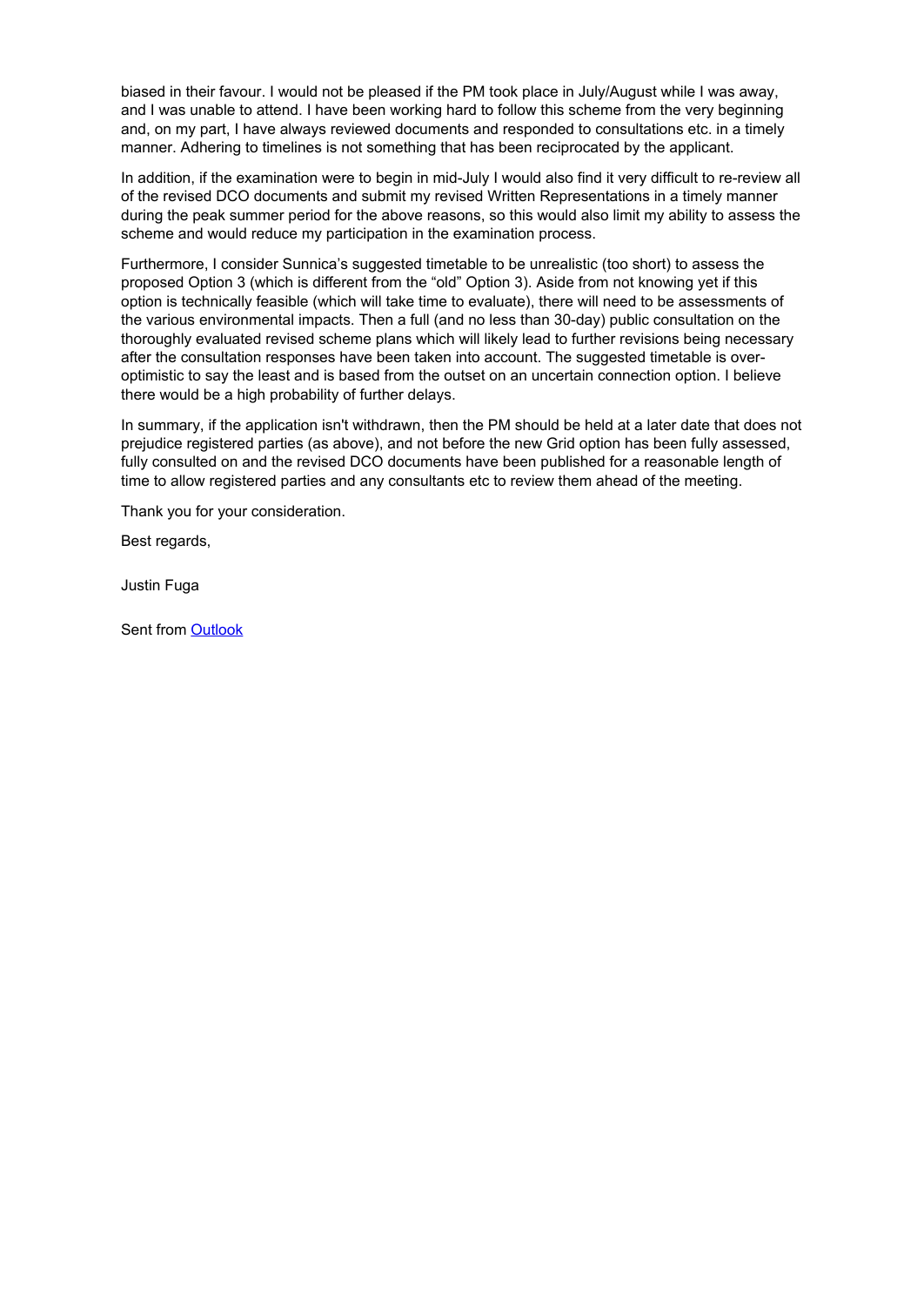biased in their favour. I would not be pleased if the PM took place in July/August while I was away, and I was unable to attend. I have been working hard to follow this scheme from the very beginning and, on my part, I have always reviewed documents and responded to consultations etc. in a timely manner. Adhering to timelines is not something that has been reciprocated by the applicant.

In addition, if the examination were to begin in mid-July I would also find it very difficult to re-review all of the revised DCO documents and submit my revised Written Representations in a timely manner during the peak summer period for the above reasons, so this would also limit my ability to assess the scheme and would reduce my participation in the examination process.

Furthermore, I consider Sunnica's suggested timetable to be unrealistic (too short) to assess the proposed Option 3 (which is different from the "old" Option 3). Aside from not knowing yet if this option is technically feasible (which will take time to evaluate), there will need to be assessments of the various environmental impacts. Then a full (and no less than 30-day) public consultation on the thoroughly evaluated revised scheme plans which will likely lead to further revisions being necessary after the consultation responses have been taken into account. The suggested timetable is over-optimistic to say the least and is based from the outset on an uncertain connection option. I believe there would be a high probability of further delays.

In summary, if the application isn't withdrawn, then the PM should be held at a later date that does not prejudice registered parties (as above), and not before the new Grid option has been fully assessed, fully consulted on and the revised DCO documents have been published for a reasonable length of time to allow registered parties and any consultants etc to review them ahead of the meeting.

Thank you for your consideration.

Best regards,

Justin Fuga

Sent from Outlook